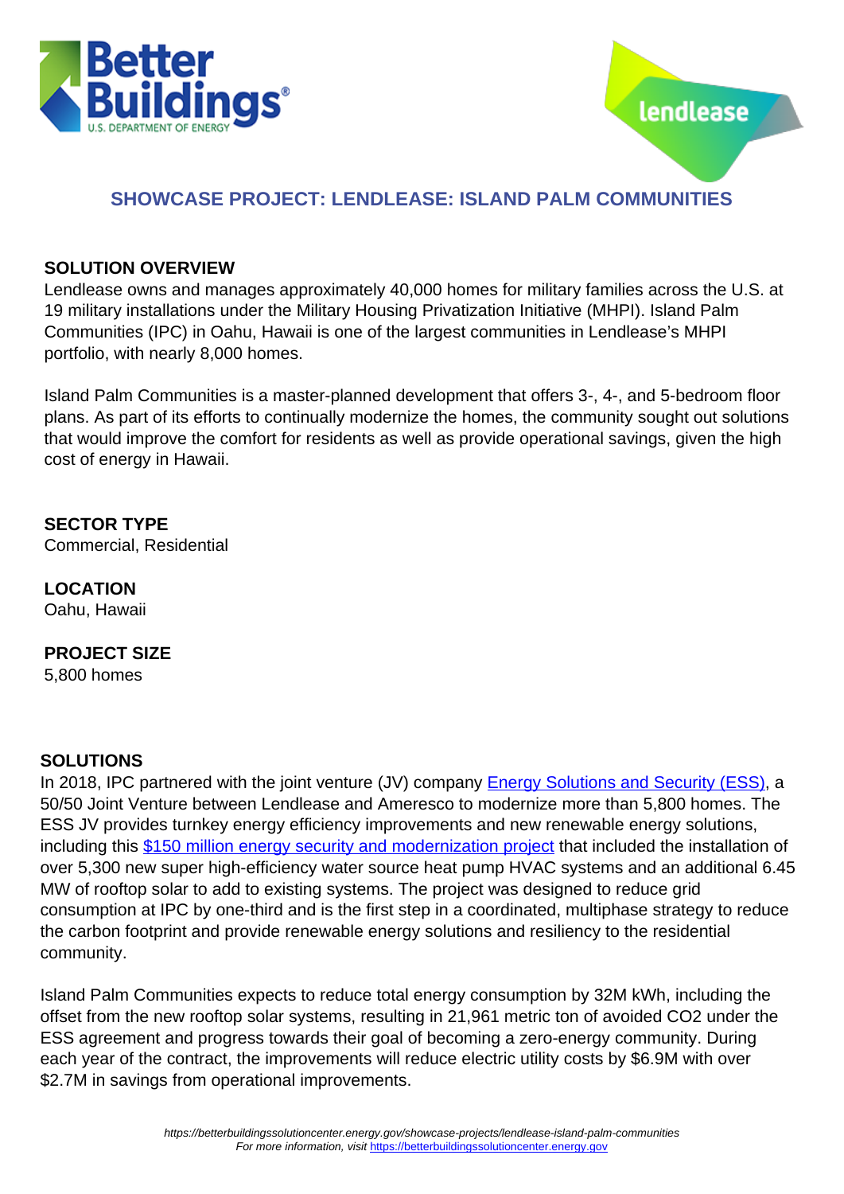# SHOWCASE PROJECT: LENDLEASE: ISLAND PALM COMMUNITIES

## SOLUTION OVERVIEW

Lendlease owns and manages approximately 40,000 homes for military families across the U.S. at 19 military installations under the Military Housing Privatization Initiative (MHPI). Island Palm Communities (IPC) in Oahu, Hawaii is one of the largest communities in Lendlease's MHPI portfolio, with nearly 8,000 homes.

Island Palm Communities is a master-planned development that offers 3-, 4-, and 5-bedroom floor plans. As part of its efforts to continually modernize the homes, the community sought out solutions that would improve the comfort for residents as well as provide operational savings, given the high cost of energy in Hawaii.

## SECTOR TYPE

Commercial, Residential

## LOCATION

Oahu, Hawaii

## PROJECT SIZE

5,800 homes

## SOLUTIONS

In 2018, IPC partnered with the joint venture (JV) company [Energy Solutions and Security (ESS)](), a 50/50 Joint Venture between Lendlease and Ameresco to modernize more than 5,800 homes. The ESS JV provides turnkey energy efficiency improvements and new renewable energy solutions, including this [$150 million energy security and modernization project]() that included the installation of over 5,300 new super high-efficiency water source heat pump HVAC systems and an additional 6.45 MW of rooftop solar to add to existing systems. The project was designed to reduce grid consumption at IPC by one-third and is the first step in a coordinated, multiphase strategy to reduce the carbon footprint and provide renewable energy solutions and resiliency to the residential community.

Island Palm Communities expects to reduce total energy consumption by 32M kWh, including the offset from the new rooftop solar systems, resulting in 21,961 metric ton of avoided $CO_2$ under the ESS agreement and progress towards their goal of becoming a zero-energy community. During each year of the contract, the improvements will reduce electric utility costs by $6.9M with over $2.7M in savings from operational improvements.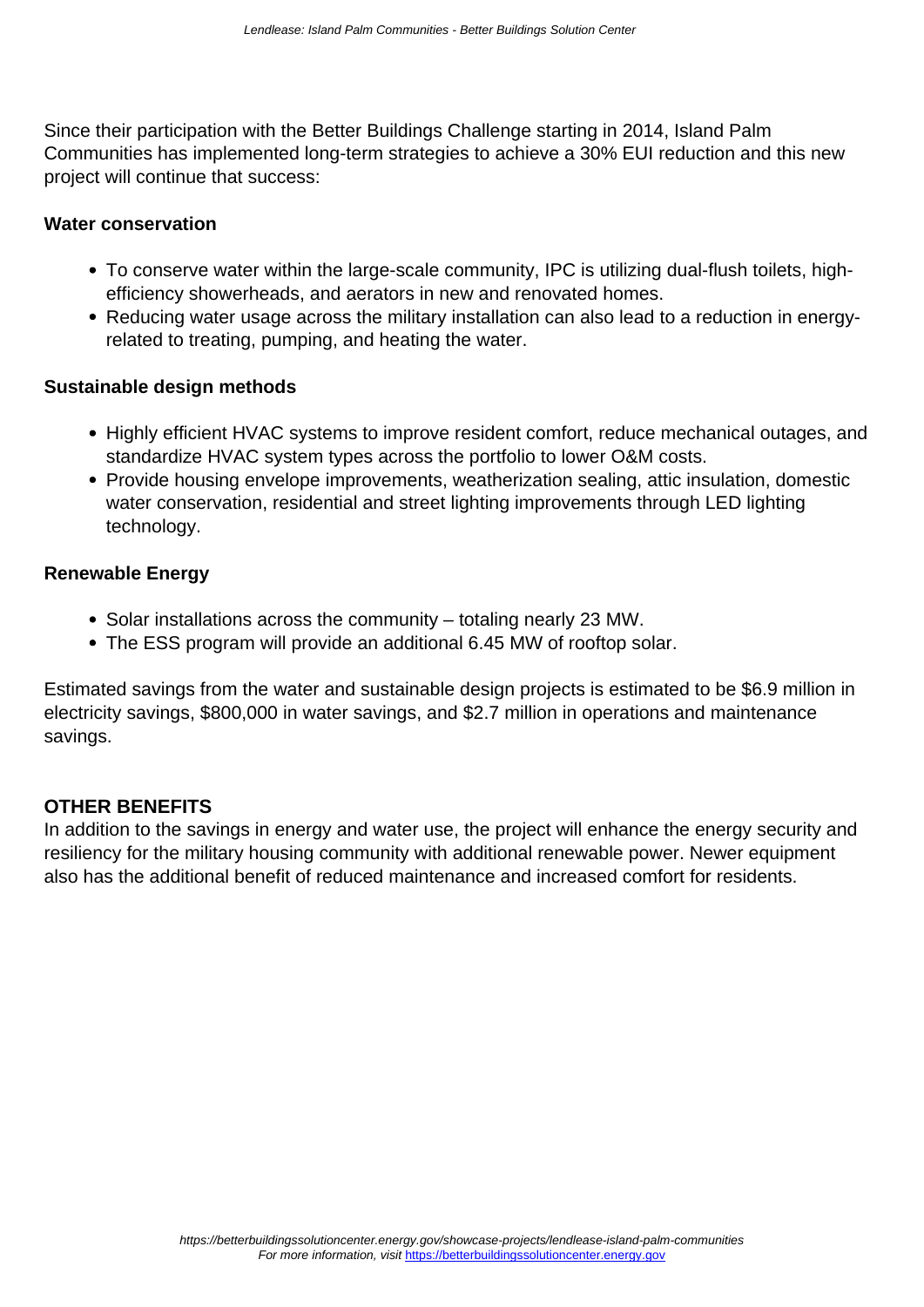Since their participation with the Better Buildings Challenge starting in 2014, Island Palm Communities has implemented long-term strategies to achieve a 30% EUI reduction and this new project will continue that success:

**Water conservation**

- To conserve water within the large-scale community, IPC is utilizing dual-flush toilets, high-efficiency showerheads, and aerators in new and renovated homes.
- Reducing water usage across the military installation can also lead to a reduction in energy-related to treating, pumping, and heating the water.

**Sustainable design methods**

- Highly efficient HVAC systems to improve resident comfort, reduce mechanical outages, and standardize HVAC system types across the portfolio to lower O&M costs.
- Provide housing envelope improvements, weatherization sealing, attic insulation, domestic water conservation, residential and street lighting improvements through LED lighting technology.

**Renewable Energy**

- Solar installations across the community – totaling nearly 23 MW.
- The ESS program will provide an additional 6.45 MW of rooftop solar.

Estimated savings from the water and sustainable design projects is estimated to be $6.9 million in electricity savings, $800,000 in water savings, and $2.7 million in operations and maintenance savings.

## OTHER BENEFITS

In addition to the savings in energy and water use, the project will enhance the energy security and resiliency for the military housing community with additional renewable power. Newer equipment also has the additional benefit of reduced maintenance and increased comfort for residents.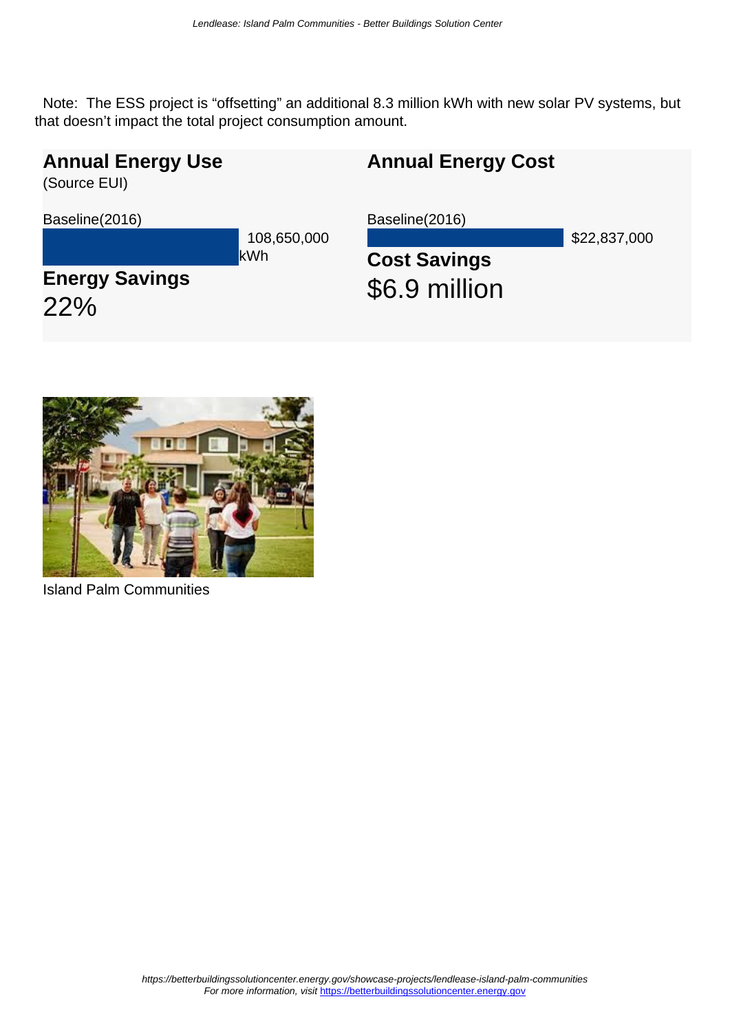Note: The ESS project is “offsetting” an additional 8.3 million kWh with new solar PV systems, but that doesn’t impact the total project consumption amount.

## Annual Energy Use

(Source EUI)

Baseline(2016)

108,650,000 kWh

### Energy Savings

22%

## Annual Energy Cost

Baseline(2016)

$22,837,000

### Cost Savings

$6.9 million

Island Palm Communities